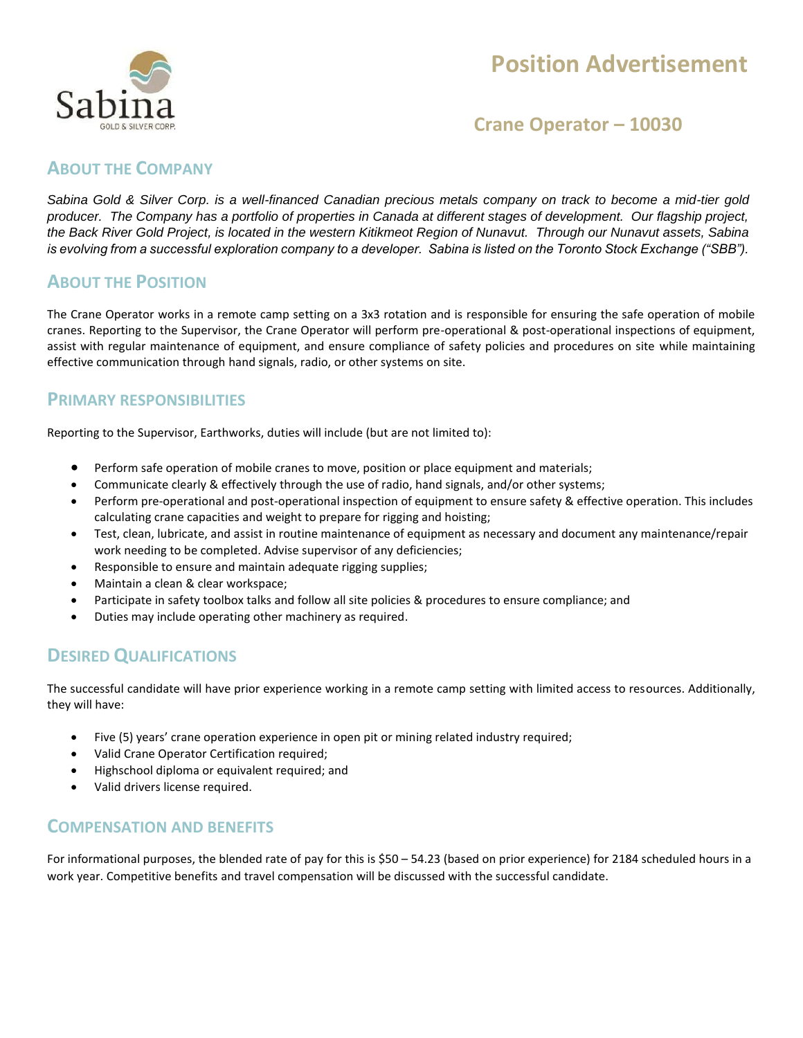Sabina
GOLD & SILVER CORP.

# Position Advertisement

## Crane Operator – 10030

## About the Company

*Sabina Gold & Silver Corp. is a well-financed Canadian precious metals company on track to become a mid-tier gold producer. The Company has a portfolio of properties in Canada at different stages of development. Our flagship project, the Back River Gold Project, is located in the western Kitikmeot Region of Nunavut. Through our Nunavut assets, Sabina is evolving from a successful exploration company to a developer. Sabina is listed on the Toronto Stock Exchange ("SBB").*

## About the Position

The Crane Operator works in a remote camp setting on a 3x3 rotation and is responsible for ensuring the safe operation of mobile cranes. Reporting to the Supervisor, the Crane Operator will perform pre-operational & post-operational inspections of equipment, assist with regular maintenance of equipment, and ensure compliance of safety policies and procedures on site while maintaining effective communication through hand signals, radio, or other systems on site.

## Primary Responsibilities

Reporting to the Supervisor, Earthworks, duties will include (but are not limited to):

- Perform safe operation of mobile cranes to move, position or place equipment and materials;
- Communicate clearly & effectively through the use of radio, hand signals, and/or other systems;
- Perform pre-operational and post-operational inspection of equipment to ensure safety & effective operation. This includes calculating crane capacities and weight to prepare for rigging and hoisting;
- Test, clean, lubricate, and assist in routine maintenance of equipment as necessary and document any maintenance/repair work needing to be completed. Advise supervisor of any deficiencies;
- Responsible to ensure and maintain adequate rigging supplies;
- Maintain a clean & clear workspace;
- Participate in safety toolbox talks and follow all site policies & procedures to ensure compliance; and
- Duties may include operating other machinery as required.

## Desired Qualifications

The successful candidate will have prior experience working in a remote camp setting with limited access to resources. Additionally, they will have:

- Five (5) years' crane operation experience in open pit or mining related industry required;
- Valid Crane Operator Certification required;
- Highschool diploma or equivalent required; and
- Valid drivers license required.

## Compensation and Benefits

For informational purposes, the blended rate of pay for this is $50 – 54.23 (based on prior experience) for 2184 scheduled hours in a work year. Competitive benefits and travel compensation will be discussed with the successful candidate.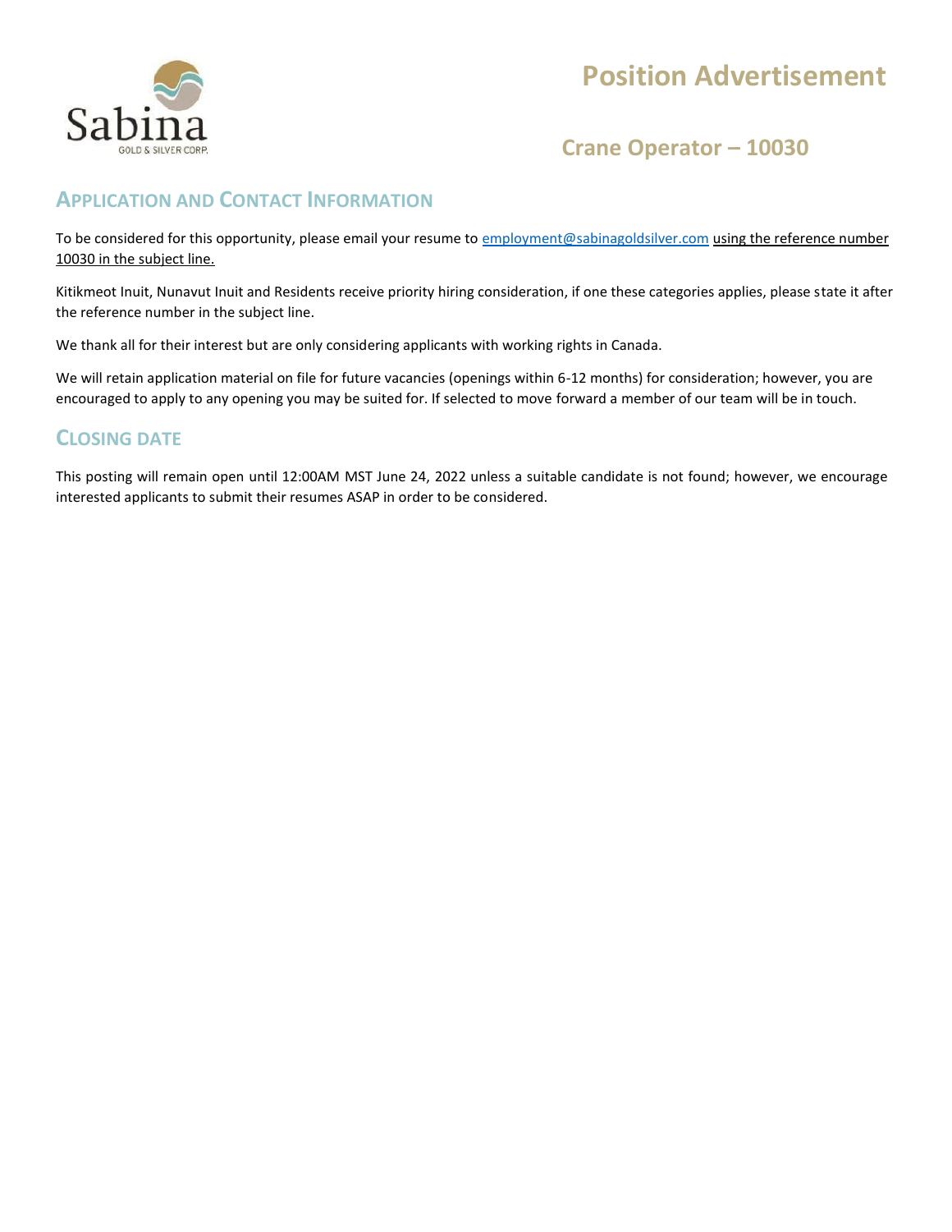# Position Advertisement

## Crane Operator – 10030

## Application and Contact Information

To be considered for this opportunity, please email your resume to employment@sabinagoldsilver.com using the reference number 10030 in the subject line.

Kitikmeot Inuit, Nunavut Inuit and Residents receive priority hiring consideration, if one these categories applies, please state it after the reference number in the subject line.

We thank all for their interest but are only considering applicants with working rights in Canada.

We will retain application material on file for future vacancies (openings within 6-12 months) for consideration; however, you are encouraged to apply to any opening you may be suited for. If selected to move forward a member of our team will be in touch.

## Closing date

This posting will remain open until 12:00AM MST June 24, 2022 unless a suitable candidate is not found; however, we encourage interested applicants to submit their resumes ASAP in order to be considered.